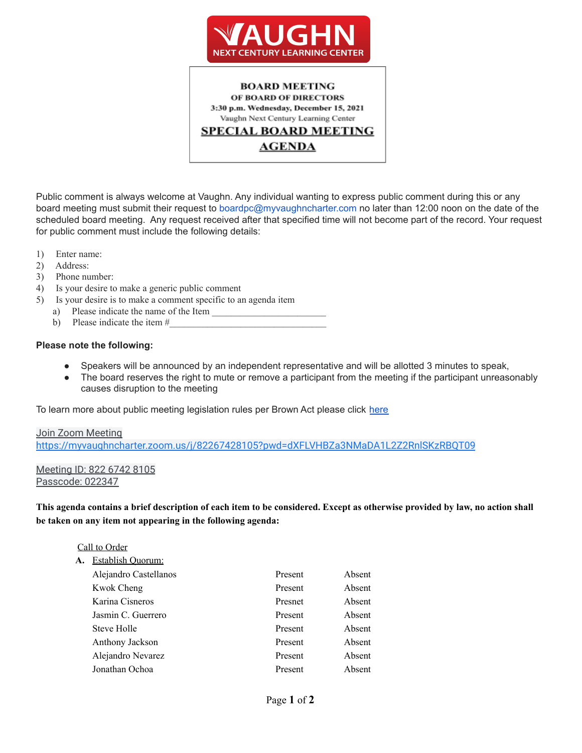VAUGHN NEXT CENTURY LEARNING CENTER

**BOARD MEETING**
**OF BOARD OF DIRECTORS**
**3:30 p.m. Wednesday, December 15, 2021**
Vaughn Next Century Learning Center

# SPECIAL BOARD MEETING AGENDA

Public comment is always welcome at Vaughn. Any individual wanting to express public comment during this or any board meeting must submit their request to boardpc@myvaughncharter.com no later than 12:00 noon on the date of the scheduled board meeting. Any request received after that specified time will not become part of the record. Your request for public comment must include the following details:

1) Enter name:
2) Address:
3) Phone number:
4) Is your desire to make a generic public comment
5) Is your desire is to make a comment specific to an agenda item
   a) Please indicate the name of the Item ________________________
   b) Please indicate the item #________________________________

**Please note the following:**

- Speakers will be announced by an independent representative and will be allotted 3 minutes to speak,
- The board reserves the right to mute or remove a participant from the meeting if the participant unreasonably causes disruption to the meeting

To learn more about public meeting legislation rules per Brown Act please click here

Join Zoom Meeting
https://myvaughncharter.zoom.us/j/82267428105?pwd=dXFLVHBZa3NMaDA1L2Z2RnlSKzRBQT09

Meeting ID: 822 6742 8105
Passcode: 022347

**This agenda contains a brief description of each item to be considered. Except as otherwise provided by law, no action shall be taken on any item not appearing in the following agenda:**

Call to Order

**A.** Establish Quorum:

| | | |
|---|---|---|
| Alejandro Castellanos | Present | Absent |
| Kwok Cheng | Present | Absent |
| Karina Cisneros | Presnet | Absent |
| Jasmin C. Guerrero | Present | Absent |
| Steve Holle | Present | Absent |
| Anthony Jackson | Present | Absent |
| Alejandro Nevarez | Present | Absent |
| Jonathan Ochoa | Present | Absent |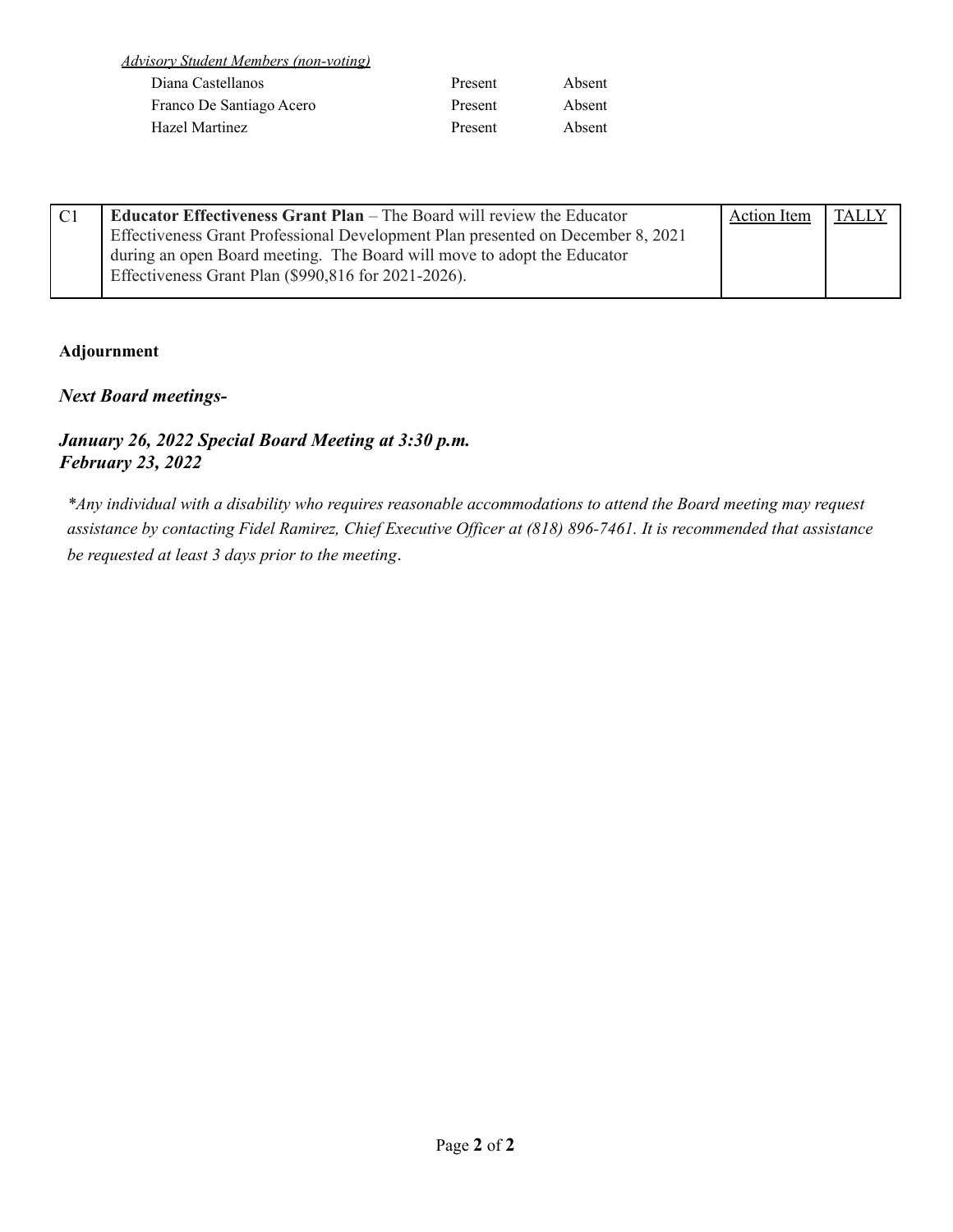*Advisory Student Members (non-voting)*

| | | |
|---|---|---|
| Diana Castellanos | Present | Absent |
| Franco De Santiago Acero | Present | Absent |
| Hazel Martinez | Present | Absent |

| | | | |
|---|---|---|---|
| C1 | **Educator Effectiveness Grant Plan** – The Board will review the Educator Effectiveness Grant Professional Development Plan presented on December 8, 2021 during an open Board meeting. The Board will move to adopt the Educator Effectiveness Grant Plan ($990,816 for 2021-2026). | Action Item | TALLY |

**Adjournment**

***Next Board meetings-***

***January 26, 2022 Special Board Meeting at 3:30 p.m.***
***February 23, 2022***

*\*Any individual with a disability who requires reasonable accommodations to attend the Board meeting may request assistance by contacting Fidel Ramirez, Chief Executive Officer at (818) 896-7461. It is recommended that assistance be requested at least 3 days prior to the meeting.*